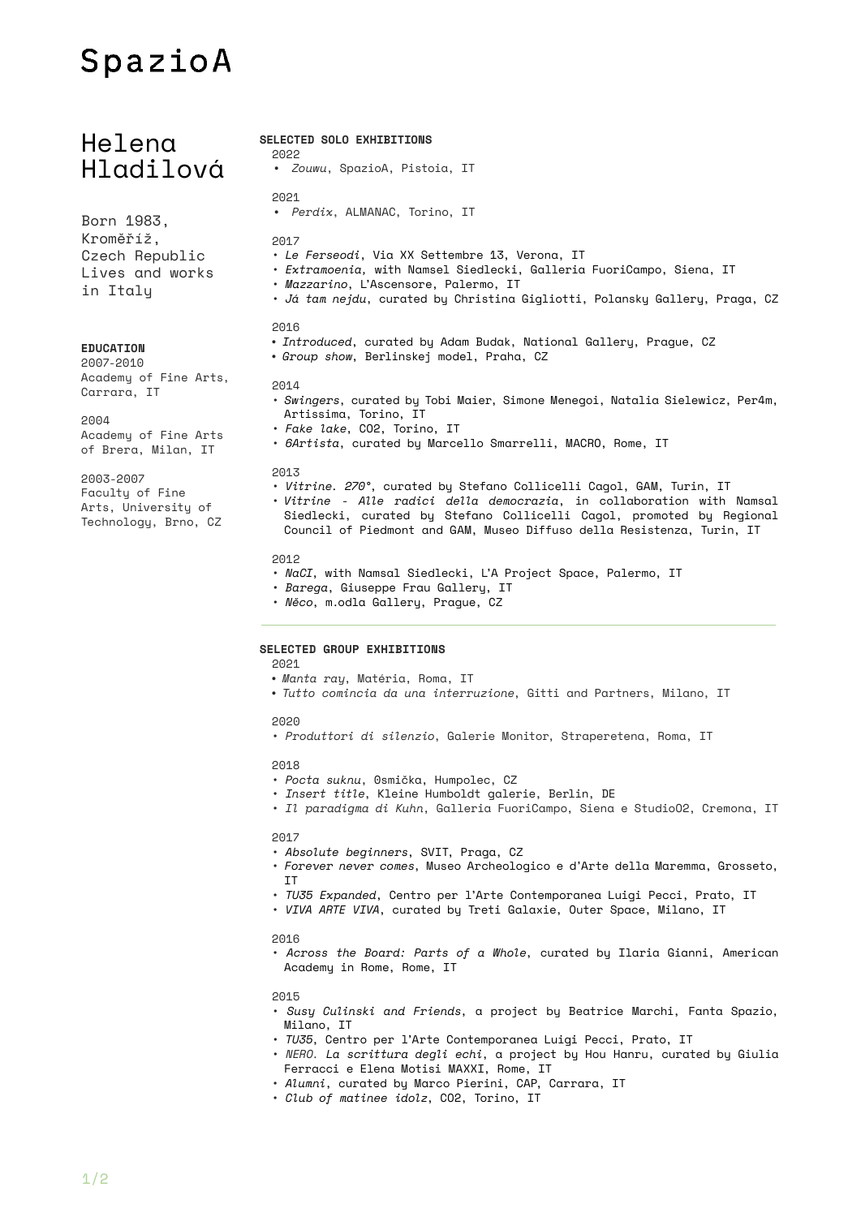# SpazioA

# Helena Hladilová

Born 1983,
Kroměříž,
Czech Republic
Lives and works
in Italy

**EDUCATION**

2007-2010
Academy of Fine Arts,
Carrara, IT

2004
Academy of Fine Arts
of Brera, Milan, IT

2003-2007
Faculty of Fine
Arts, University of
Technology, Brno, CZ

**SELECTED SOLO EXHIBITIONS**

2022
- *Zouwu*, SpazioA, Pistoia, IT

2021
- *Perdix*, ALMANAC, Torino, IT

2017
- *Le Ferseodi*, Via XX Settembre 13, Verona, IT
- *Extramoenia*, with Namsel Siedlecki, Galleria FuoriCampo, Siena, IT
- *Mazzarino*, L'Ascensore, Palermo, IT
- *Já tam nejdu*, curated by Christina Gigliotti, Polansky Gallery, Praga, CZ

2016
- *Introduced*, curated by Adam Budak, National Gallery, Prague, CZ
- *Group show*, Berlinskej model, Praha, CZ

2014
- *Swingers*, curated by Tobi Maier, Simone Menegoi, Natalia Sielewicz, Per4m, Artissima, Torino, IT
- *Fake lake*, CO2, Torino, IT
- *6Artista*, curated by Marcello Smarrelli, MACRO, Rome, IT

2013
- *Vitrine. 270°*, curated by Stefano Collicelli Cagol, GAM, Turin, IT
- *Vitrine - Alle radici della democrazia*, in collaboration with Namsal Siedlecki, curated by Stefano Collicelli Cagol, promoted by Regional Council of Piedmont and GAM, Museo Diffuso della Resistenza, Turin, IT

2012
- *NaCl*, with Namsal Siedlecki, L'A Project Space, Palermo, IT
- *Barega*, Giuseppe Frau Gallery, IT
- *Něco*, m.odla Gallery, Prague, CZ

**SELECTED GROUP EXHIBITIONS**

2021
- *Manta ray*, Matéria, Roma, IT
- *Tutto comincia da una interruzione*, Gitti and Partners, Milano, IT

2020
- *Produttori di silenzio*, Galerie Monitor, Straperetena, Roma, IT

2018
- *Pocta suknu*, Osmička, Humpolec, CZ
- *Insert title*, Kleine Humboldt galerie, Berlin, DE
- *Il paradigma di Kuhn*, Galleria FuoriCampo, Siena e Studio02, Cremona, IT

2017
- *Absolute beginners*, SVIT, Praga, CZ
- *Forever never comes*, Museo Archeologico e d'Arte della Maremma, Grosseto, IT
- *TU35 Expanded*, Centro per l'Arte Contemporanea Luigi Pecci, Prato, IT
- *VIVA ARTE VIVA*, curated by Treti Galaxie, Outer Space, Milano, IT

2016
- *Across the Board: Parts of a Whole*, curated by Ilaria Gianni, American Academy in Rome, Rome, IT

2015
- *Susy Culinski and Friends*, a project by Beatrice Marchi, Fanta Spazio, Milano, IT
- *TU35*, Centro per l'Arte Contemporanea Luigi Pecci, Prato, IT
- *NERO. La scrittura degli echi*, a project by Hou Hanru, curated by Giulia Ferracci e Elena Motisi MAXXI, Rome, IT
- *Alumni*, curated by Marco Pierini, CAP, Carrara, IT
- *Club of matinee idolz*, CO2, Torino, IT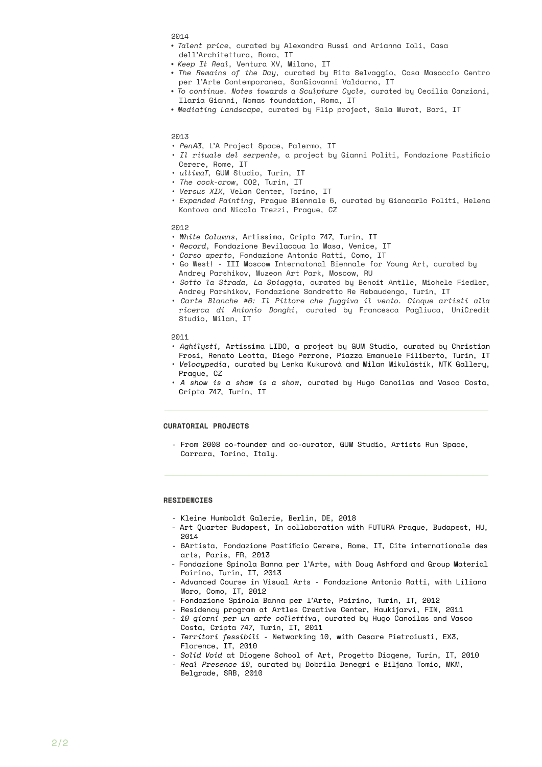2014

- *Talent price*, curated by Alexandra Russi and Arianna Ioli, Casa dell'Architettura, Roma, IT
- *Keep It Real*, Ventura XV, Milano, IT
- *The Remains of the Day*, curated by Rita Selvaggio, Casa Masaccio Centro per l'Arte Contemporanea, SanGiovanni Valdarno, IT
- *To continue. Notes towards a Sculpture Cycle*, curated by Cecilia Canziani, Ilaria Gianni, Nomas foundation, Roma, IT
- *Mediating Landscape*, curated by Flip project, Sala Murat, Bari, IT

2013

- *PenA3*, L'A Project Space, Palermo, IT
- *Il rituale del serpente*, a project by Gianni Politi, Fondazione Pastificio Cerere, Rome, IT
- *ultimaT*, GUM Studio, Turin, IT
- *The cock-crow*, CO2, Turin, IT
- *Versus XIX*, Velan Center, Torino, IT
- *Expanded Painting*, Prague Biennale 6, curated by Giancarlo Politi, Helena Kontova and Nicola Trezzi, Prague, CZ

2012

- *White Columns*, Artissima, Cripta 747, Turin, IT
- *Record*, Fondazione Bevilacqua la Masa, Venice, IT
- *Corso aperto*, Fondazione Antonio Ratti, Como, IT
- Go West! - III Moscow Internatonal Biennale for Young Art, curated by Andrey Parshikov, Muzeon Art Park, Moscow, RU
- *Sotto la Strada, La Spiaggia*, curated by Benoit Antlle, Michele Fiedler, Andrey Parshikov, Fondazione Sandretto Re Rebaudengo, Turin, IT
- *Carte Blanche #6: Il Pittore che fuggiva il vento. Cinque artisti alla ricerca di Antonio Donghi*, curated by Francesca Pagliuca, UniCredit Studio, Milan, IT

2011

- *Aghilysti*, Artissima LIDO, a project by GUM Studio, curated by Christian Frosi, Renato Leotta, Diego Perrone, Piazza Emanuele Filiberto, Turin, IT
- *Velocypedia*, curated by Lenka Kukurová and Milan Mikuláštík, NTK Gallery, Prague, CZ
- *A show is a show is a show*, curated by Hugo Canoilas and Vasco Costa, Cripta 747, Turin, IT

---

**CURATORIAL PROJECTS**

- From 2008 co-founder and co-curator, GUM Studio, Artists Run Space, Carrara, Torino, Italy.

---

**RESIDENCIES**

- Kleine Humboldt Galerie, Berlin, DE, 2018
- Art Quarter Budapest, In collaboration with FUTURA Prague, Budapest, HU, 2014
- 6Artista, Fondazione Pastificio Cerere, Rome, IT, Cite internationale des arts, Paris, FR, 2013
- Fondazione Spinola Banna per l'Arte, with Doug Ashford and Group Material Poirino, Turin, IT, 2013
- Advanced Course in Visual Arts - Fondazione Antonio Ratti, with Liliana Moro, Como, IT, 2012
- Fondazione Spinola Banna per l'Arte, Poirino, Turin, IT, 2012
- Residency program at Artles Creative Center, Haukijarvi, FIN, 2011
- *10 giorni per un arte collettiva*, curated by Hugo Canoilas and Vasco Costa, Cripta 747, Turin, IT, 2011
- *Territori fessibili* - Networking 10, with Cesare Pietroiusti, EX3, Florence, IT, 2010
- *Solid Void* at Diogene School of Art, Progetto Diogene, Turin, IT, 2010
- *Real Presence 10*, curated by Dobrila Denegri e Biljana Tomic, MKM, Belgrade, SRB, 2010